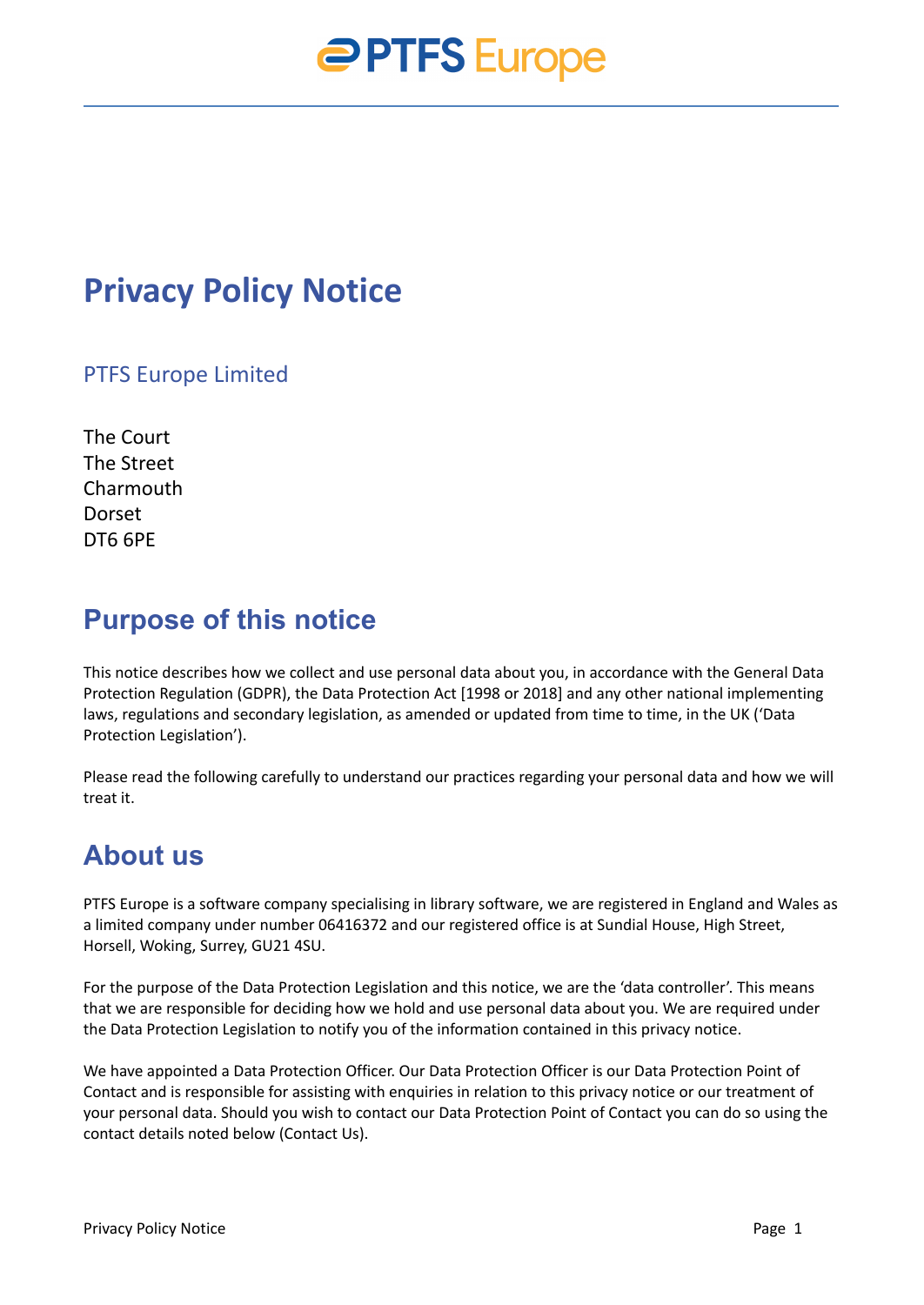# Privacy Policy Notice

## PTFS Europe Limited

The Court
The Street
Charmouth
Dorset
DT6 6PE

## Purpose of this notice

This notice describes how we collect and use personal data about you, in accordance with the General Data Protection Regulation (GDPR), the Data Protection Act [1998 or 2018] and any other national implementing laws, regulations and secondary legislation, as amended or updated from time to time, in the UK ('Data Protection Legislation').

Please read the following carefully to understand our practices regarding your personal data and how we will treat it.

## About us

PTFS Europe is a software company specialising in library software, we are registered in England and Wales as a limited company under number 06416372 and our registered office is at Sundial House, High Street, Horsell, Woking, Surrey, GU21 4SU.

For the purpose of the Data Protection Legislation and this notice, we are the 'data controller'. This means that we are responsible for deciding how we hold and use personal data about you. We are required under the Data Protection Legislation to notify you of the information contained in this privacy notice.

We have appointed a Data Protection Officer. Our Data Protection Officer is our Data Protection Point of Contact and is responsible for assisting with enquiries in relation to this privacy notice or our treatment of your personal data. Should you wish to contact our Data Protection Point of Contact you can do so using the contact details noted below (Contact Us).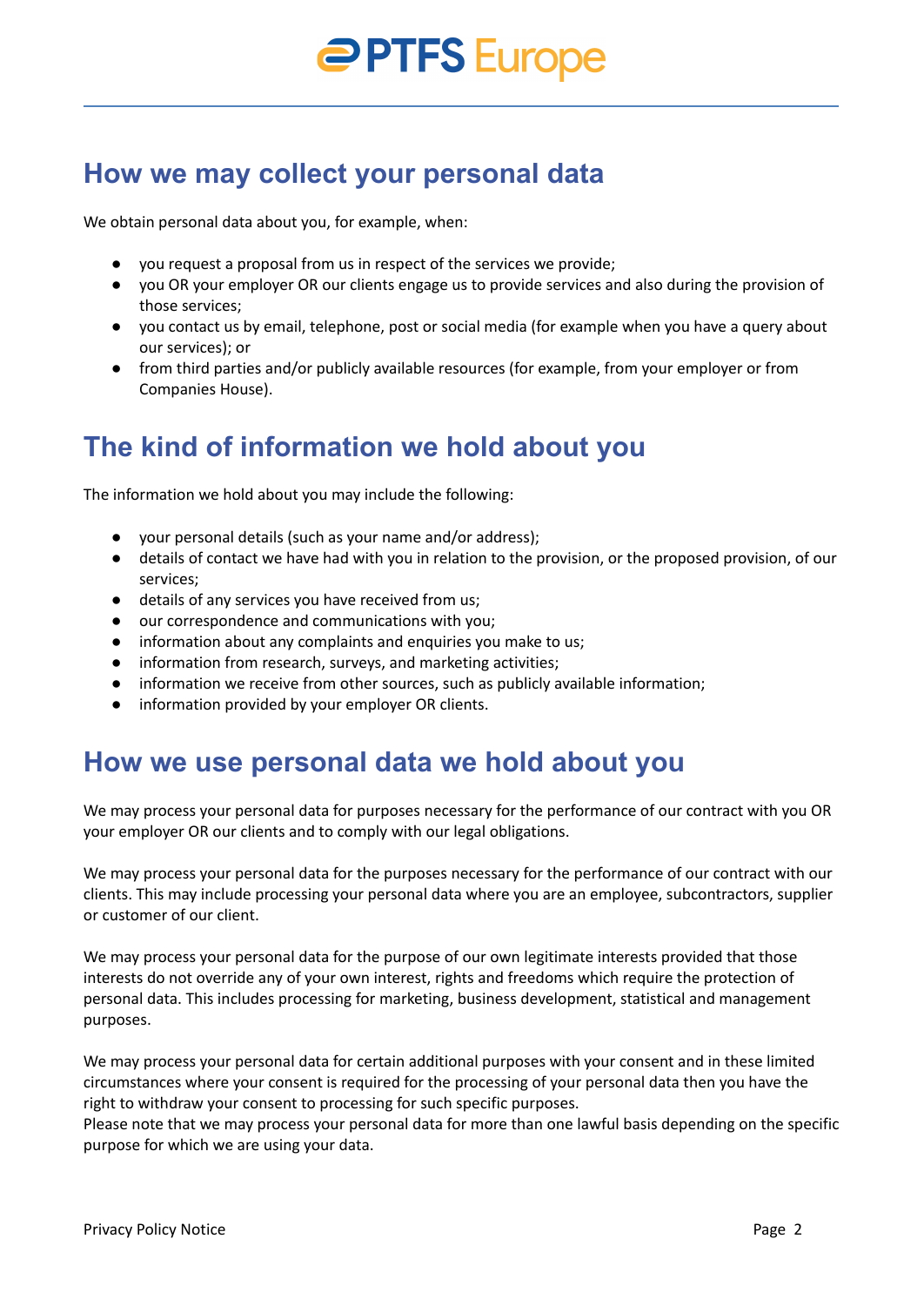## How we may collect your personal data

We obtain personal data about you, for example, when:

- you request a proposal from us in respect of the services we provide;
- you OR your employer OR our clients engage us to provide services and also during the provision of those services;
- you contact us by email, telephone, post or social media (for example when you have a query about our services); or
- from third parties and/or publicly available resources (for example, from your employer or from Companies House).

## The kind of information we hold about you

The information we hold about you may include the following:

- your personal details (such as your name and/or address);
- details of contact we have had with you in relation to the provision, or the proposed provision, of our services;
- details of any services you have received from us;
- our correspondence and communications with you;
- information about any complaints and enquiries you make to us;
- information from research, surveys, and marketing activities;
- information we receive from other sources, such as publicly available information;
- information provided by your employer OR clients.

## How we use personal data we hold about you

We may process your personal data for purposes necessary for the performance of our contract with you OR your employer OR our clients and to comply with our legal obligations.

We may process your personal data for the purposes necessary for the performance of our contract with our clients. This may include processing your personal data where you are an employee, subcontractors, supplier or customer of our client.

We may process your personal data for the purpose of our own legitimate interests provided that those interests do not override any of your own interest, rights and freedoms which require the protection of personal data. This includes processing for marketing, business development, statistical and management purposes.

We may process your personal data for certain additional purposes with your consent and in these limited circumstances where your consent is required for the processing of your personal data then you have the right to withdraw your consent to processing for such specific purposes.
Please note that we may process your personal data for more than one lawful basis depending on the specific purpose for which we are using your data.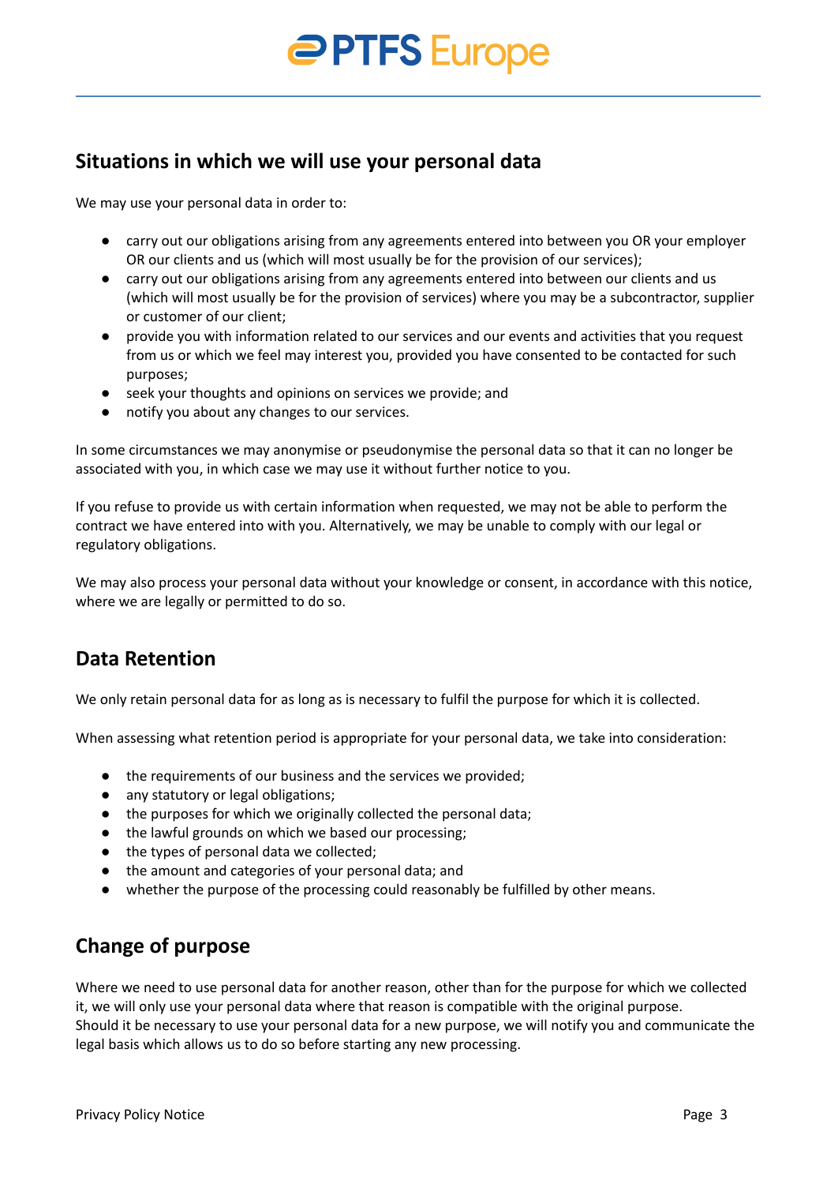## Situations in which we will use your personal data

We may use your personal data in order to:

- carry out our obligations arising from any agreements entered into between you OR your employer OR our clients and us (which will most usually be for the provision of our services);
- carry out our obligations arising from any agreements entered into between our clients and us (which will most usually be for the provision of services) where you may be a subcontractor, supplier or customer of our client;
- provide you with information related to our services and our events and activities that you request from us or which we feel may interest you, provided you have consented to be contacted for such purposes;
- seek your thoughts and opinions on services we provide; and
- notify you about any changes to our services.

In some circumstances we may anonymise or pseudonymise the personal data so that it can no longer be associated with you, in which case we may use it without further notice to you.

If you refuse to provide us with certain information when requested, we may not be able to perform the contract we have entered into with you. Alternatively, we may be unable to comply with our legal or regulatory obligations.

We may also process your personal data without your knowledge or consent, in accordance with this notice, where we are legally or permitted to do so.

## Data Retention

We only retain personal data for as long as is necessary to fulfil the purpose for which it is collected.

When assessing what retention period is appropriate for your personal data, we take into consideration:

- the requirements of our business and the services we provided;
- any statutory or legal obligations;
- the purposes for which we originally collected the personal data;
- the lawful grounds on which we based our processing;
- the types of personal data we collected;
- the amount and categories of your personal data; and
- whether the purpose of the processing could reasonably be fulfilled by other means.

## Change of purpose

Where we need to use personal data for another reason, other than for the purpose for which we collected it, we will only use your personal data where that reason is compatible with the original purpose. Should it be necessary to use your personal data for a new purpose, we will notify you and communicate the legal basis which allows us to do so before starting any new processing.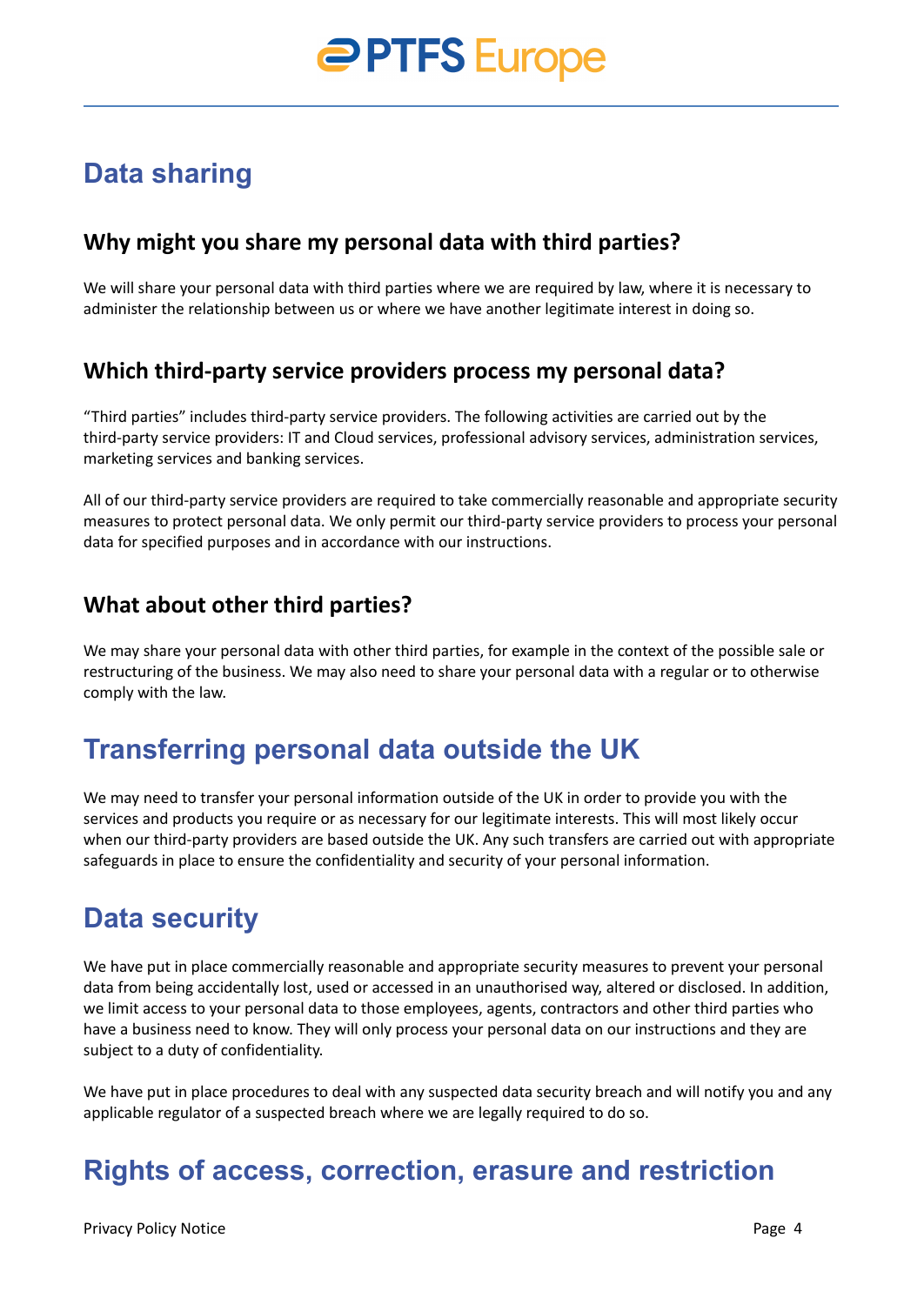## Data sharing

### Why might you share my personal data with third parties?

We will share your personal data with third parties where we are required by law, where it is necessary to administer the relationship between us or where we have another legitimate interest in doing so.

### Which third-party service providers process my personal data?

"Third parties" includes third-party service providers. The following activities are carried out by the third-party service providers: IT and Cloud services, professional advisory services, administration services, marketing services and banking services.

All of our third-party service providers are required to take commercially reasonable and appropriate security measures to protect personal data. We only permit our third-party service providers to process your personal data for specified purposes and in accordance with our instructions.

### What about other third parties?

We may share your personal data with other third parties, for example in the context of the possible sale or restructuring of the business. We may also need to share your personal data with a regular or to otherwise comply with the law.

## Transferring personal data outside the UK

We may need to transfer your personal information outside of the UK in order to provide you with the services and products you require or as necessary for our legitimate interests. This will most likely occur when our third-party providers are based outside the UK. Any such transfers are carried out with appropriate safeguards in place to ensure the confidentiality and security of your personal information.

## Data security

We have put in place commercially reasonable and appropriate security measures to prevent your personal data from being accidentally lost, used or accessed in an unauthorised way, altered or disclosed. In addition, we limit access to your personal data to those employees, agents, contractors and other third parties who have a business need to know. They will only process your personal data on our instructions and they are subject to a duty of confidentiality.

We have put in place procedures to deal with any suspected data security breach and will notify you and any applicable regulator of a suspected breach where we are legally required to do so.

## Rights of access, correction, erasure and restriction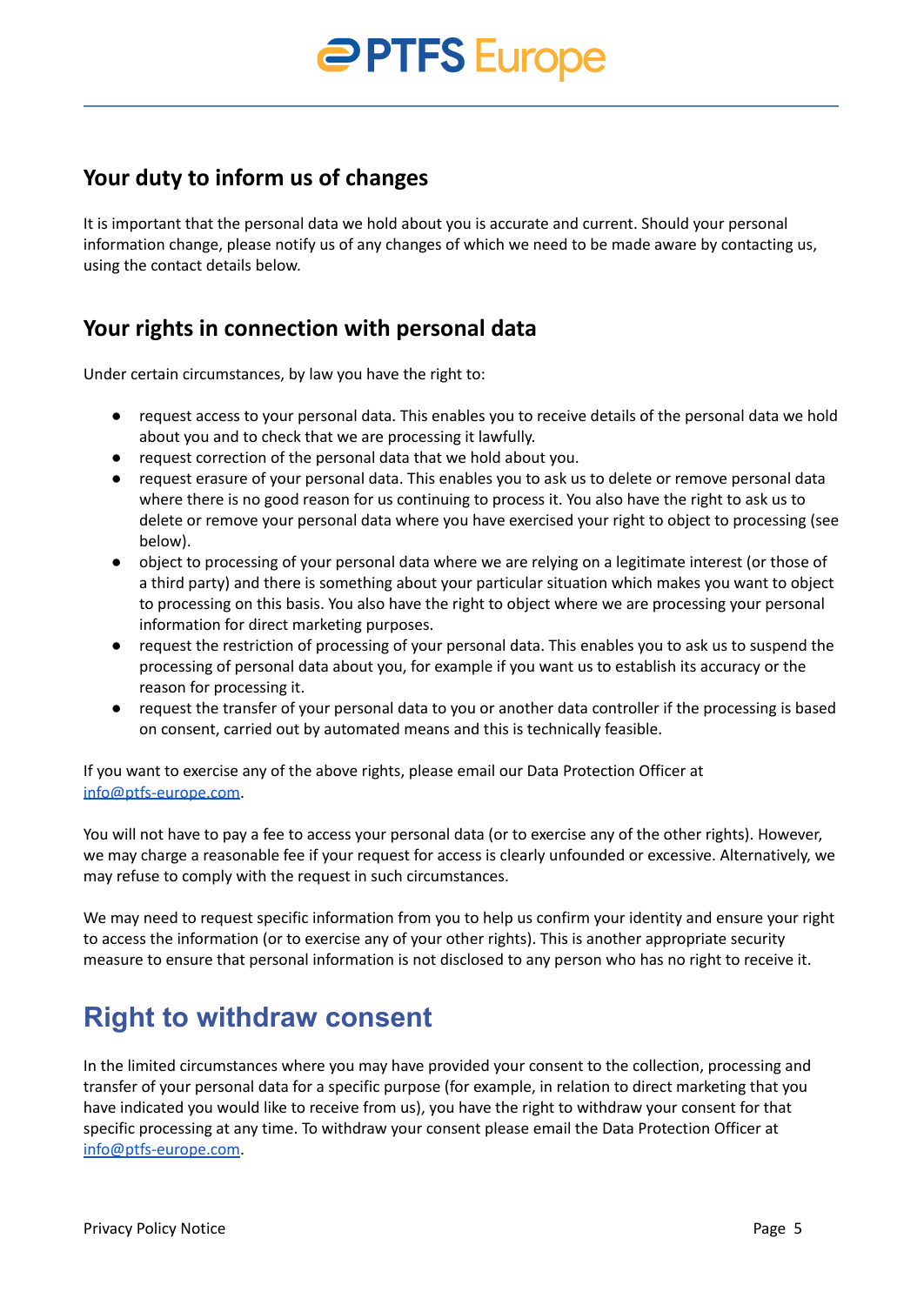## Your duty to inform us of changes

It is important that the personal data we hold about you is accurate and current. Should your personal information change, please notify us of any changes of which we need to be made aware by contacting us, using the contact details below.

## Your rights in connection with personal data

Under certain circumstances, by law you have the right to:

- request access to your personal data. This enables you to receive details of the personal data we hold about you and to check that we are processing it lawfully.
- request correction of the personal data that we hold about you.
- request erasure of your personal data. This enables you to ask us to delete or remove personal data where there is no good reason for us continuing to process it. You also have the right to ask us to delete or remove your personal data where you have exercised your right to object to processing (see below).
- object to processing of your personal data where we are relying on a legitimate interest (or those of a third party) and there is something about your particular situation which makes you want to object to processing on this basis. You also have the right to object where we are processing your personal information for direct marketing purposes.
- request the restriction of processing of your personal data. This enables you to ask us to suspend the processing of personal data about you, for example if you want us to establish its accuracy or the reason for processing it.
- request the transfer of your personal data to you or another data controller if the processing is based on consent, carried out by automated means and this is technically feasible.

If you want to exercise any of the above rights, please email our Data Protection Officer at info@ptfs-europe.com.

You will not have to pay a fee to access your personal data (or to exercise any of the other rights). However, we may charge a reasonable fee if your request for access is clearly unfounded or excessive. Alternatively, we may refuse to comply with the request in such circumstances.

We may need to request specific information from you to help us confirm your identity and ensure your right to access the information (or to exercise any of your other rights). This is another appropriate security measure to ensure that personal information is not disclosed to any person who has no right to receive it.

# Right to withdraw consent

In the limited circumstances where you may have provided your consent to the collection, processing and transfer of your personal data for a specific purpose (for example, in relation to direct marketing that you have indicated you would like to receive from us), you have the right to withdraw your consent for that specific processing at any time. To withdraw your consent please email the Data Protection Officer at info@ptfs-europe.com.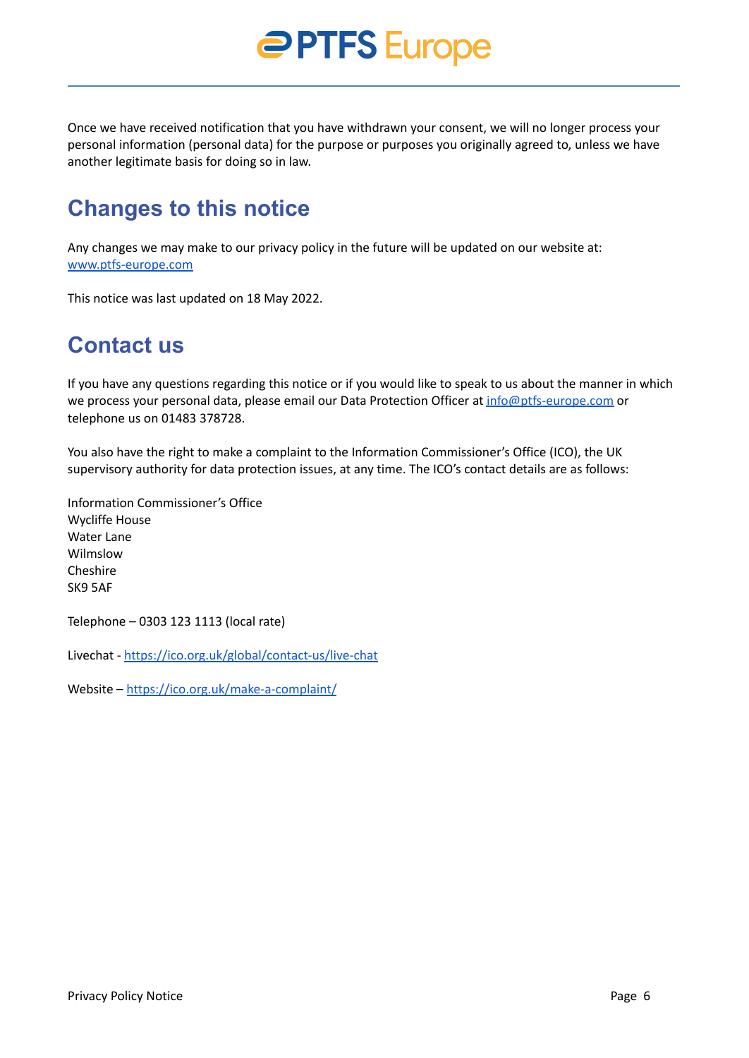Once we have received notification that you have withdrawn your consent, we will no longer process your personal information (personal data) for the purpose or purposes you originally agreed to, unless we have another legitimate basis for doing so in law.

## Changes to this notice

Any changes we may make to our privacy policy in the future will be updated on our website at: [www.ptfs-europe.com](http://www.ptfs-europe.com)

This notice was last updated on 18 May 2022.

## Contact us

If you have any questions regarding this notice or if you would like to speak to us about the manner in which we process your personal data, please email our Data Protection Officer at [info@ptfs-europe.com](mailto:info@ptfs-europe.com) or telephone us on 01483 378728.

You also have the right to make a complaint to the Information Commissioner's Office (ICO), the UK supervisory authority for data protection issues, at any time. The ICO's contact details are as follows:

Information Commissioner's Office
Wycliffe House
Water Lane
Wilmslow
Cheshire
SK9 5AF

Telephone – 0303 123 1113 (local rate)

Livechat - [https://ico.org.uk/global/contact-us/live-chat](https://ico.org.uk/global/contact-us/live-chat)

Website – [https://ico.org.uk/make-a-complaint/](https://ico.org.uk/make-a-complaint/)